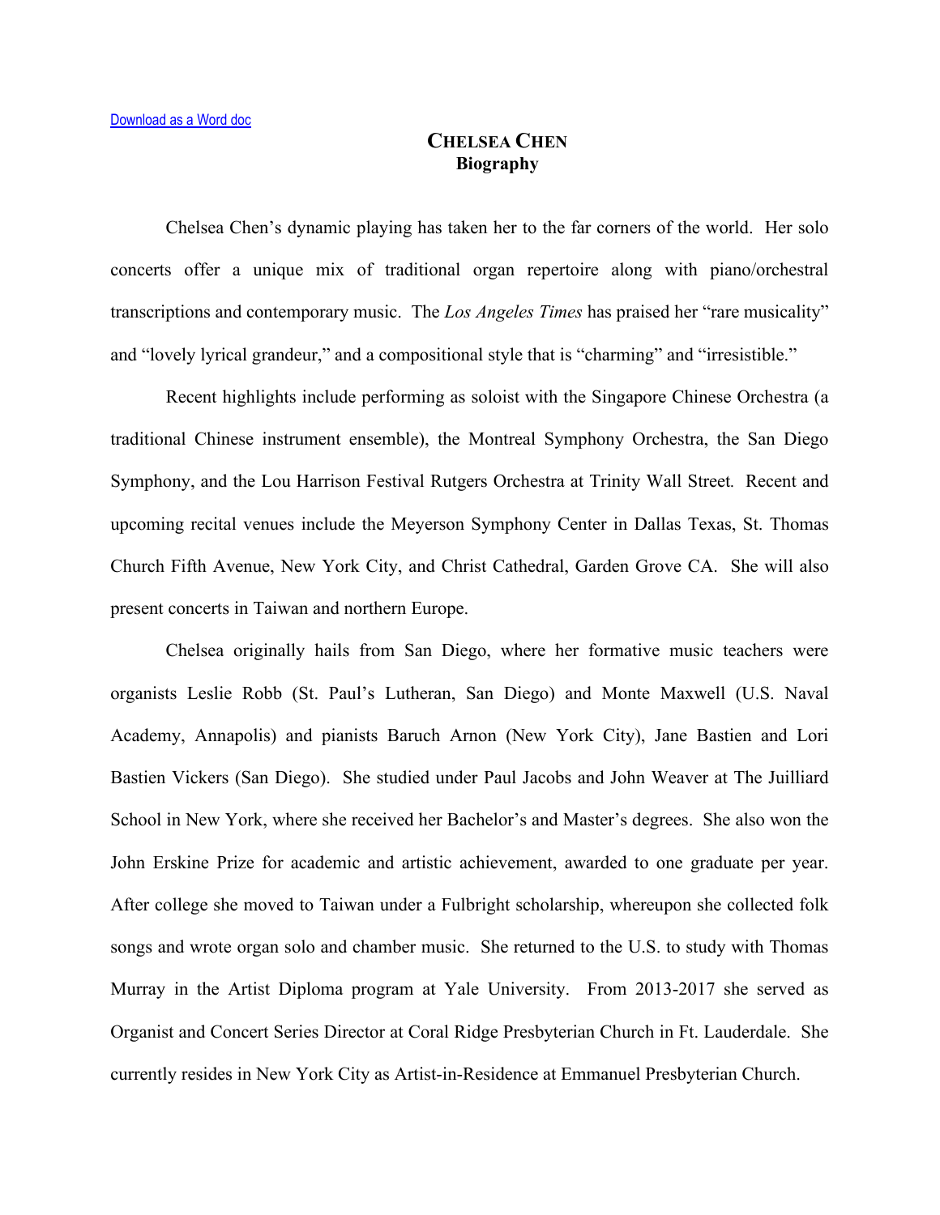[Download as a Word doc]

# CHELSEA CHEN
## Biography

Chelsea Chen's dynamic playing has taken her to the far corners of the world. Her solo concerts offer a unique mix of traditional organ repertoire along with piano/orchestral transcriptions and contemporary music. The *Los Angeles Times* has praised her "rare musicality" and "lovely lyrical grandeur," and a compositional style that is "charming" and "irresistible."

Recent highlights include performing as soloist with the Singapore Chinese Orchestra (a traditional Chinese instrument ensemble), the Montreal Symphony Orchestra, the San Diego Symphony, and the Lou Harrison Festival Rutgers Orchestra at Trinity Wall Street*.* Recent and upcoming recital venues include the Meyerson Symphony Center in Dallas Texas, St. Thomas Church Fifth Avenue, New York City, and Christ Cathedral, Garden Grove CA. She will also present concerts in Taiwan and northern Europe.

Chelsea originally hails from San Diego, where her formative music teachers were organists Leslie Robb (St. Paul's Lutheran, San Diego) and Monte Maxwell (U.S. Naval Academy, Annapolis) and pianists Baruch Arnon (New York City), Jane Bastien and Lori Bastien Vickers (San Diego). She studied under Paul Jacobs and John Weaver at The Juilliard School in New York, where she received her Bachelor's and Master's degrees. She also won the John Erskine Prize for academic and artistic achievement, awarded to one graduate per year. After college she moved to Taiwan under a Fulbright scholarship, whereupon she collected folk songs and wrote organ solo and chamber music. She returned to the U.S. to study with Thomas Murray in the Artist Diploma program at Yale University. From 2013-2017 she served as Organist and Concert Series Director at Coral Ridge Presbyterian Church in Ft. Lauderdale. She currently resides in New York City as Artist-in-Residence at Emmanuel Presbyterian Church.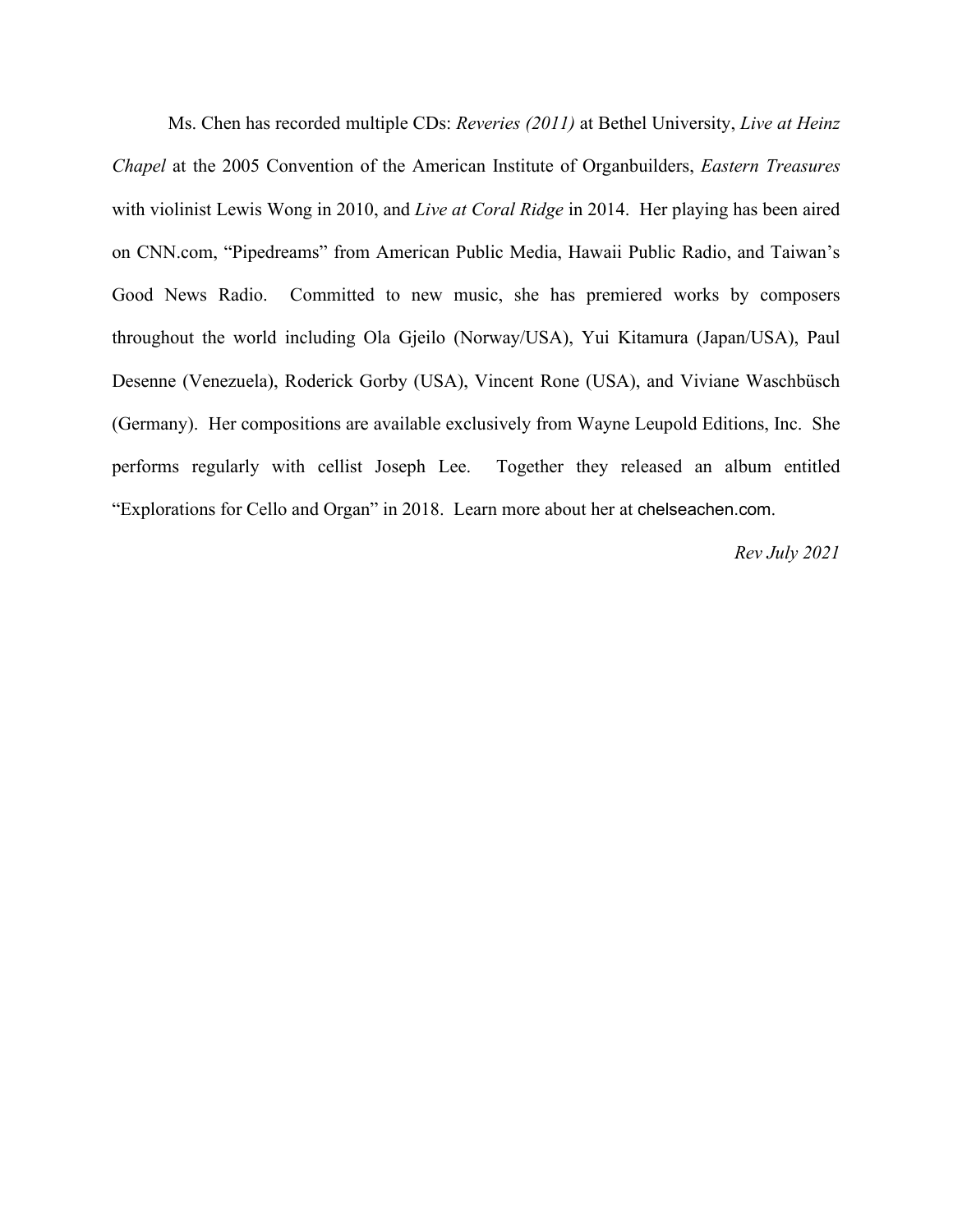Ms. Chen has recorded multiple CDs: *Reveries (2011)* at Bethel University, *Live at Heinz Chapel* at the 2005 Convention of the American Institute of Organbuilders, *Eastern Treasures* with violinist Lewis Wong in 2010, and *Live at Coral Ridge* in 2014. Her playing has been aired on CNN.com, "Pipedreams" from American Public Media, Hawaii Public Radio, and Taiwan's Good News Radio. Committed to new music, she has premiered works by composers throughout the world including Ola Gjeilo (Norway/USA), Yui Kitamura (Japan/USA), Paul Desenne (Venezuela), Roderick Gorby (USA), Vincent Rone (USA), and Viviane Waschbüsch (Germany). Her compositions are available exclusively from Wayne Leupold Editions, Inc. She performs regularly with cellist Joseph Lee. Together they released an album entitled "Explorations for Cello and Organ" in 2018. Learn more about her at chelseachen.com.

*Rev July 2021*